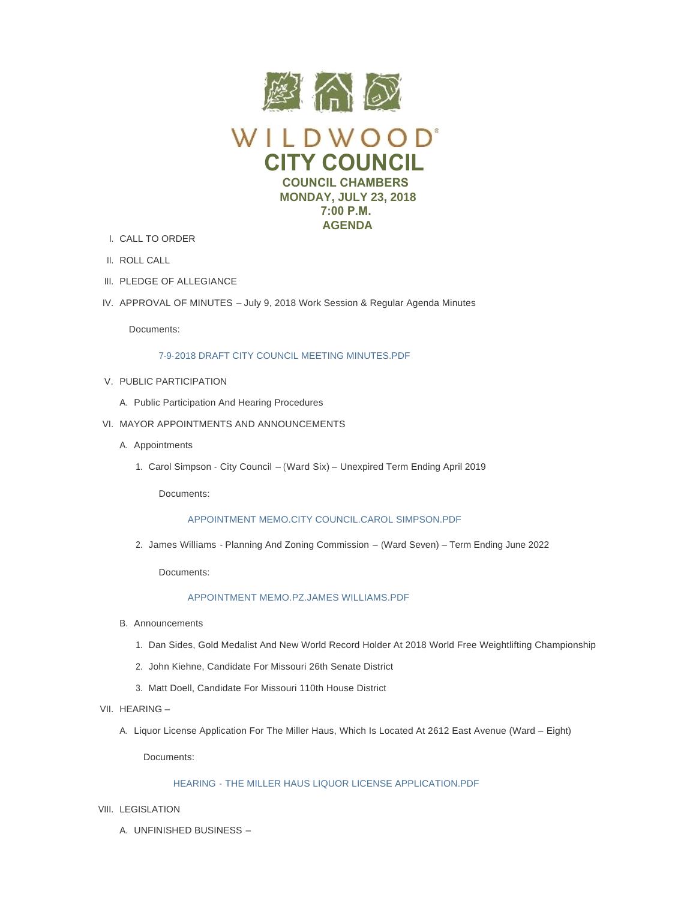# WILDWOOD®
# CITY COUNCIL
## COUNCIL CHAMBERS
## MONDAY, JULY 23, 2018
## 7:00 P.M.
## AGENDA

I. CALL TO ORDER

II. ROLL CALL

III. PLEDGE OF ALLEGIANCE

IV. APPROVAL OF MINUTES – July 9, 2018 Work Session & Regular Agenda Minutes

Documents:

7-9-2018 DRAFT CITY COUNCIL MEETING MINUTES.PDF

V. PUBLIC PARTICIPATION

A. Public Participation And Hearing Procedures

VI. MAYOR APPOINTMENTS AND ANNOUNCEMENTS

A. Appointments

1. Carol Simpson - City Council – (Ward Six) – Unexpired Term Ending April 2019

Documents:

APPOINTMENT MEMO.CITY COUNCIL.CAROL SIMPSON.PDF

2. James Williams - Planning And Zoning Commission – (Ward Seven) – Term Ending June 2022

Documents:

APPOINTMENT MEMO.PZ.JAMES WILLIAMS.PDF

B. Announcements

1. Dan Sides, Gold Medalist And New World Record Holder At 2018 World Free Weightlifting Championship
2. John Kiehne, Candidate For Missouri 26th Senate District
3. Matt Doell, Candidate For Missouri 110th House District

VII. HEARING –

A. Liquor License Application For The Miller Haus, Which Is Located At 2612 East Avenue (Ward – Eight)

Documents:

HEARING - THE MILLER HAUS LIQUOR LICENSE APPLICATION.PDF

VIII. LEGISLATION

A. UNFINISHED BUSINESS –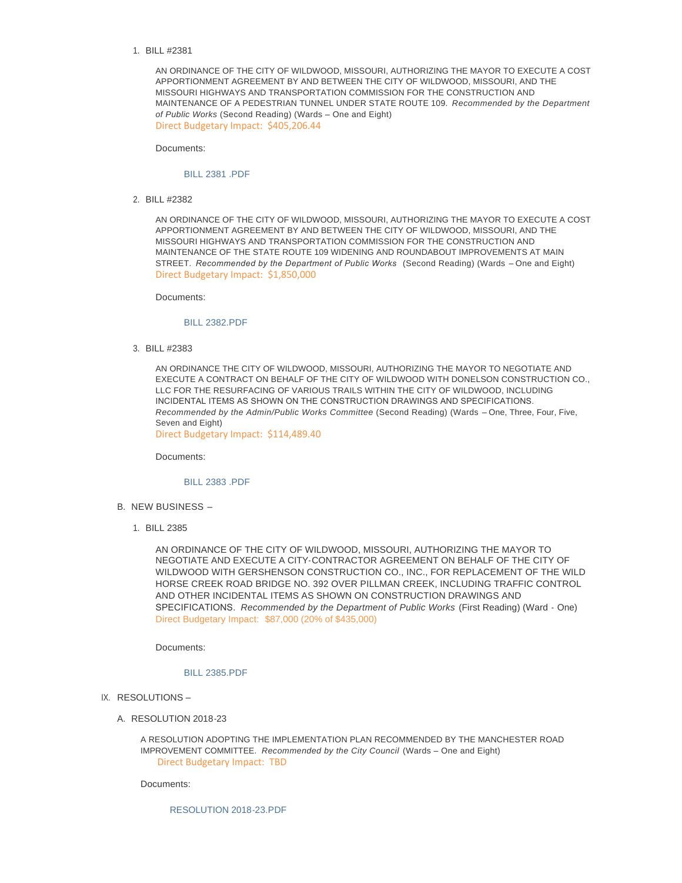1. BILL #2381

   AN ORDINANCE OF THE CITY OF WILDWOOD, MISSOURI, AUTHORIZING THE MAYOR TO EXECUTE A COST APPORTIONMENT AGREEMENT BY AND BETWEEN THE CITY OF WILDWOOD, MISSOURI, AND THE MISSOURI HIGHWAYS AND TRANSPORTATION COMMISSION FOR THE CONSTRUCTION AND MAINTENANCE OF A PEDESTRIAN TUNNEL UNDER STATE ROUTE 109. *Recommended by the Department of Public Works* (Second Reading) (Wards – One and Eight)
   Direct Budgetary Impact: $405,206.44

   Documents:

   BILL 2381 .PDF

2. BILL #2382

   AN ORDINANCE OF THE CITY OF WILDWOOD, MISSOURI, AUTHORIZING THE MAYOR TO EXECUTE A COST APPORTIONMENT AGREEMENT BY AND BETWEEN THE CITY OF WILDWOOD, MISSOURI, AND THE MISSOURI HIGHWAYS AND TRANSPORTATION COMMISSION FOR THE CONSTRUCTION AND MAINTENANCE OF THE STATE ROUTE 109 WIDENING AND ROUNDABOUT IMPROVEMENTS AT MAIN STREET. *Recommended by the Department of Public Works* (Second Reading) (Wards – One and Eight)
   Direct Budgetary Impact: $1,850,000

   Documents:

   BILL 2382.PDF

3. BILL #2383

   AN ORDINANCE THE CITY OF WILDWOOD, MISSOURI, AUTHORIZING THE MAYOR TO NEGOTIATE AND EXECUTE A CONTRACT ON BEHALF OF THE CITY OF WILDWOOD WITH DONELSON CONSTRUCTION CO., LLC FOR THE RESURFACING OF VARIOUS TRAILS WITHIN THE CITY OF WILDWOOD, INCLUDING INCIDENTAL ITEMS AS SHOWN ON THE CONSTRUCTION DRAWINGS AND SPECIFICATIONS. *Recommended by the Admin/Public Works Committee* (Second Reading) (Wards – One, Three, Four, Five, Seven and Eight)
   Direct Budgetary Impact: $114,489.40

   Documents:

   BILL 2383 .PDF

B. NEW BUSINESS –

1. BILL 2385

   AN ORDINANCE OF THE CITY OF WILDWOOD, MISSOURI, AUTHORIZING THE MAYOR TO NEGOTIATE AND EXECUTE A CITY-CONTRACTOR AGREEMENT ON BEHALF OF THE CITY OF WILDWOOD WITH GERSHENSON CONSTRUCTION CO., INC., FOR REPLACEMENT OF THE WILD HORSE CREEK ROAD BRIDGE NO. 392 OVER PILLMAN CREEK, INCLUDING TRAFFIC CONTROL AND OTHER INCIDENTAL ITEMS AS SHOWN ON CONSTRUCTION DRAWINGS AND SPECIFICATIONS. *Recommended by the Department of Public Works* (First Reading) (Ward - One)
   Direct Budgetary Impact: $87,000 (20% of $435,000)

   Documents:

   BILL 2385.PDF

IX. RESOLUTIONS –

A. RESOLUTION 2018-23

   A RESOLUTION ADOPTING THE IMPLEMENTATION PLAN RECOMMENDED BY THE MANCHESTER ROAD IMPROVEMENT COMMITTEE. *Recommended by the City Council* (Wards – One and Eight)
   Direct Budgetary Impact: TBD

   Documents:

   RESOLUTION 2018-23.PDF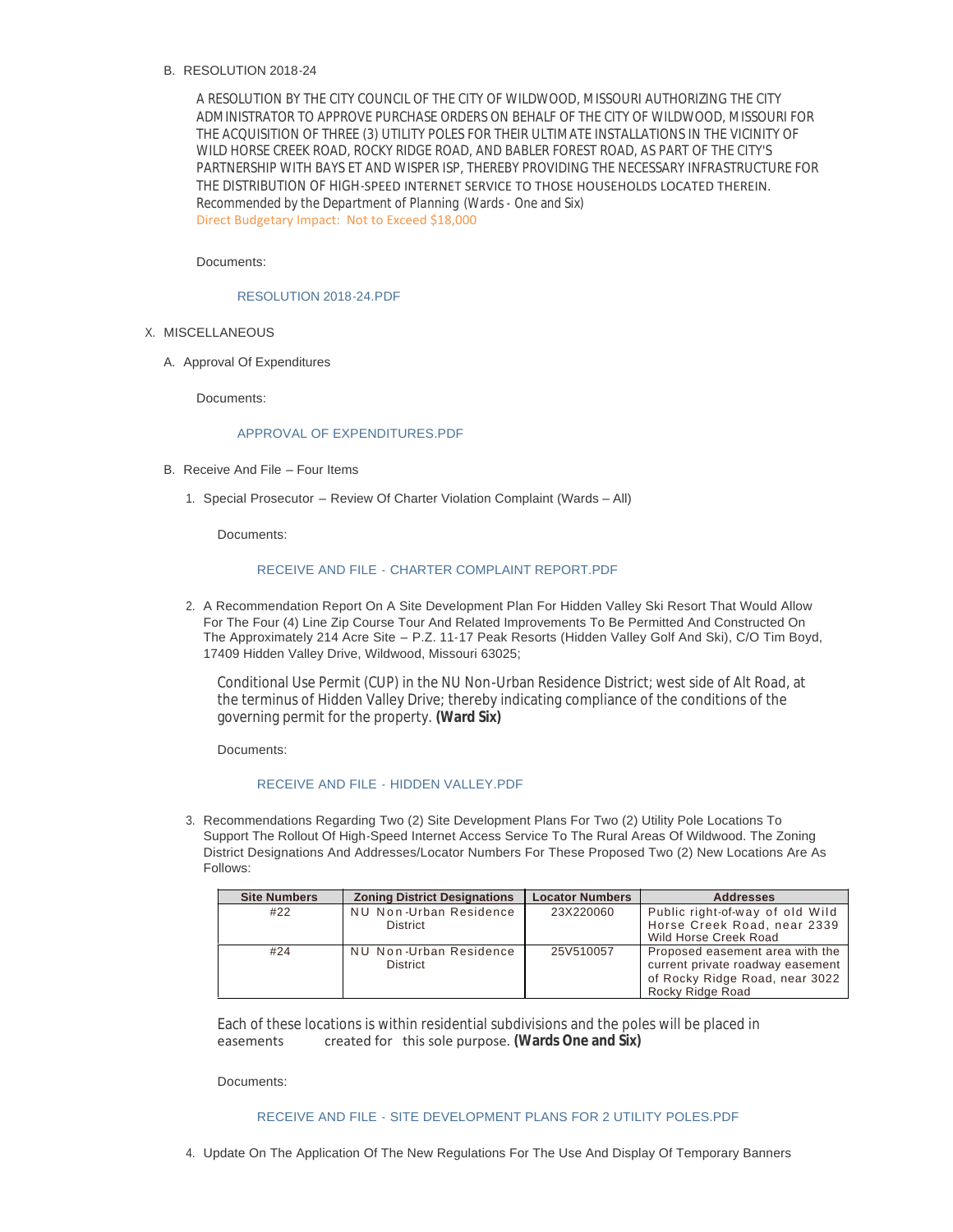B. RESOLUTION 2018-24

A RESOLUTION BY THE CITY COUNCIL OF THE CITY OF WILDWOOD, MISSOURI AUTHORIZING THE CITY ADMINISTRATOR TO APPROVE PURCHASE ORDERS ON BEHALF OF THE CITY OF WILDWOOD, MISSOURI FOR THE ACQUISITION OF THREE (3) UTILITY POLES FOR THEIR ULTIMATE INSTALLATIONS IN THE VICINITY OF WILD HORSE CREEK ROAD, ROCKY RIDGE ROAD, AND BABLER FOREST ROAD, AS PART OF THE CITY'S PARTNERSHIP WITH BAYS ET AND WISPER ISP, THEREBY PROVIDING THE NECESSARY INFRASTRUCTURE FOR THE DISTRIBUTION OF HIGH-SPEED INTERNET SERVICE TO THOSE HOUSEHOLDS LOCATED THEREIN. Recommended by the Department of Planning (Wards - One and Six)
Direct Budgetary Impact: Not to Exceed $18,000

Documents:

RESOLUTION 2018-24.PDF

X. MISCELLANEOUS

A. Approval Of Expenditures

Documents:

APPROVAL OF EXPENDITURES.PDF

B. Receive And File – Four Items

1. Special Prosecutor – Review Of Charter Violation Complaint (Wards – All)

Documents:

RECEIVE AND FILE - CHARTER COMPLAINT REPORT.PDF

2. A Recommendation Report On A Site Development Plan For Hidden Valley Ski Resort That Would Allow For The Four (4) Line Zip Course Tour And Related Improvements To Be Permitted And Constructed On The Approximately 214 Acre Site – P.Z. 11-17 Peak Resorts (Hidden Valley Golf And Ski), C/O Tim Boyd, 17409 Hidden Valley Drive, Wildwood, Missouri 63025;

Conditional Use Permit (CUP) in the NU Non-Urban Residence District; west side of Alt Road, at the terminus of Hidden Valley Drive; thereby indicating compliance of the conditions of the governing permit for the property. **(Ward Six)**

Documents:

RECEIVE AND FILE - HIDDEN VALLEY.PDF

3. Recommendations Regarding Two (2) Site Development Plans For Two (2) Utility Pole Locations To Support The Rollout Of High-Speed Internet Access Service To The Rural Areas Of Wildwood. The Zoning District Designations And Addresses/Locator Numbers For These Proposed Two (2) New Locations Are As Follows:

| Site Numbers | Zoning District Designations | Locator Numbers | Addresses |
|---|---|---|---|
| #22 | NU Non-Urban Residence District | 23X220060 | Public right-of-way of old Wild Horse Creek Road, near 2339 Wild Horse Creek Road |
| #24 | NU Non-Urban Residence District | 25V510057 | Proposed easement area with the current private roadway easement of Rocky Ridge Road, near 3022 Rocky Ridge Road |

Each of these locations is within residential subdivisions and the poles will be placed in easements created for this sole purpose. **(Wards One and Six)**

Documents:

RECEIVE AND FILE - SITE DEVELOPMENT PLANS FOR 2 UTILITY POLES.PDF

4. Update On The Application Of The New Regulations For The Use And Display Of Temporary Banners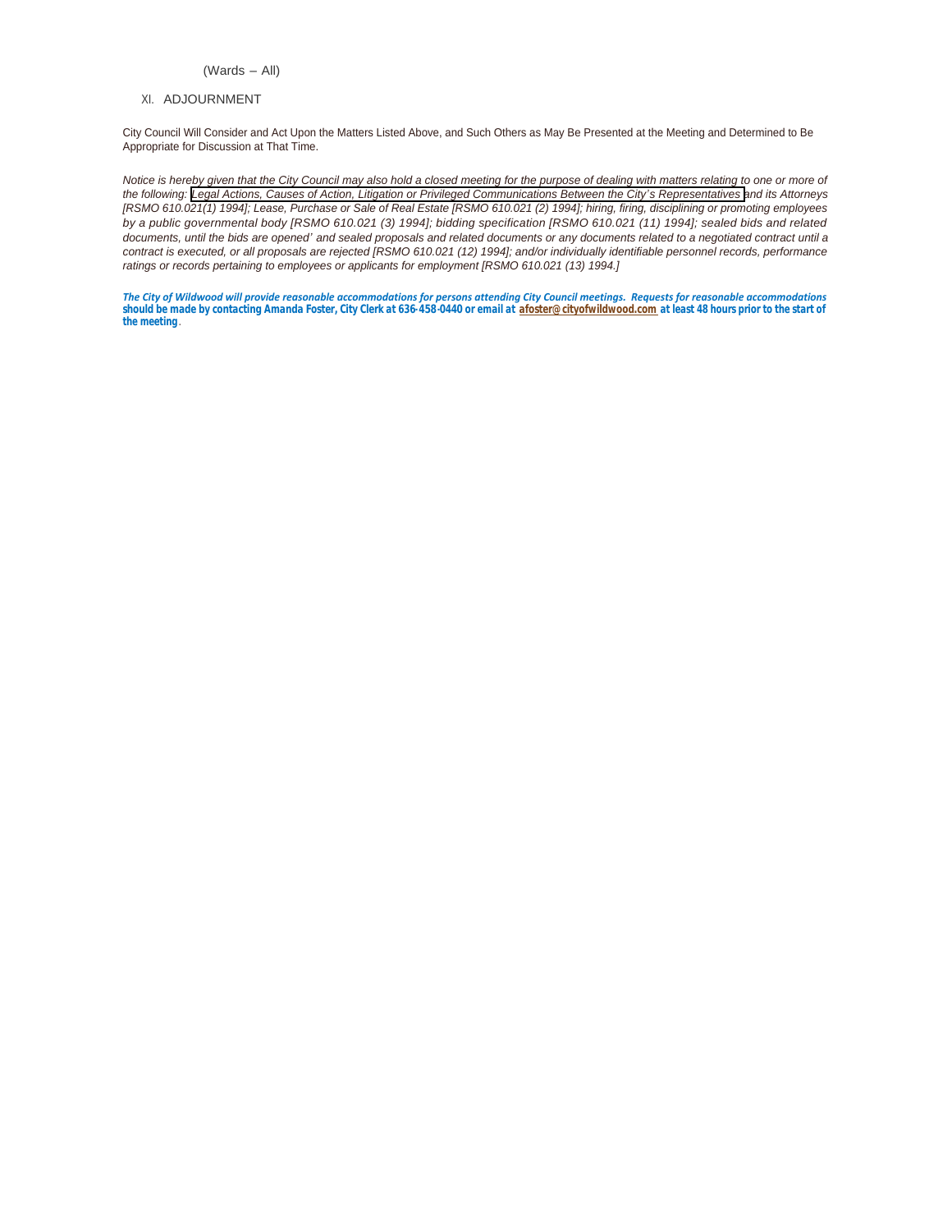(Wards – All)

XI. ADJOURNMENT

City Council Will Consider and Act Upon the Matters Listed Above, and Such Others as May Be Presented at the Meeting and Determined to Be Appropriate for Discussion at That Time.

*Notice is hereby given that the City Council may also hold a closed meeting for the purpose of dealing with matters relating to one or more of the following: Legal Actions, Causes of Action, Litigation or Privileged Communications Between the City's Representatives and its Attorneys [RSMO 610.021(1) 1994]; Lease, Purchase or Sale of Real Estate [RSMO 610.021 (2) 1994]; hiring, firing, disciplining or promoting employees by a public governmental body [RSMO 610.021 (3) 1994]; bidding specification [RSMO 610.021 (11) 1994]; sealed bids and related documents, until the bids are opened' and sealed proposals and related documents or any documents related to a negotiated contract until a contract is executed, or all proposals are rejected [RSMO 610.021 (12) 1994]; and/or individually identifiable personnel records, performance ratings or records pertaining to employees or applicants for employment [RSMO 610.021 (13) 1994.]*

***The City of Wildwood will provide reasonable accommodations for persons attending City Council meetings. Requests for reasonable accommodations*** **should be made by contacting Amanda Foster, City Clerk at 636-458-0440 or email at afoster@cityofwildwood.com at least 48 hours prior to the start of the meeting.**